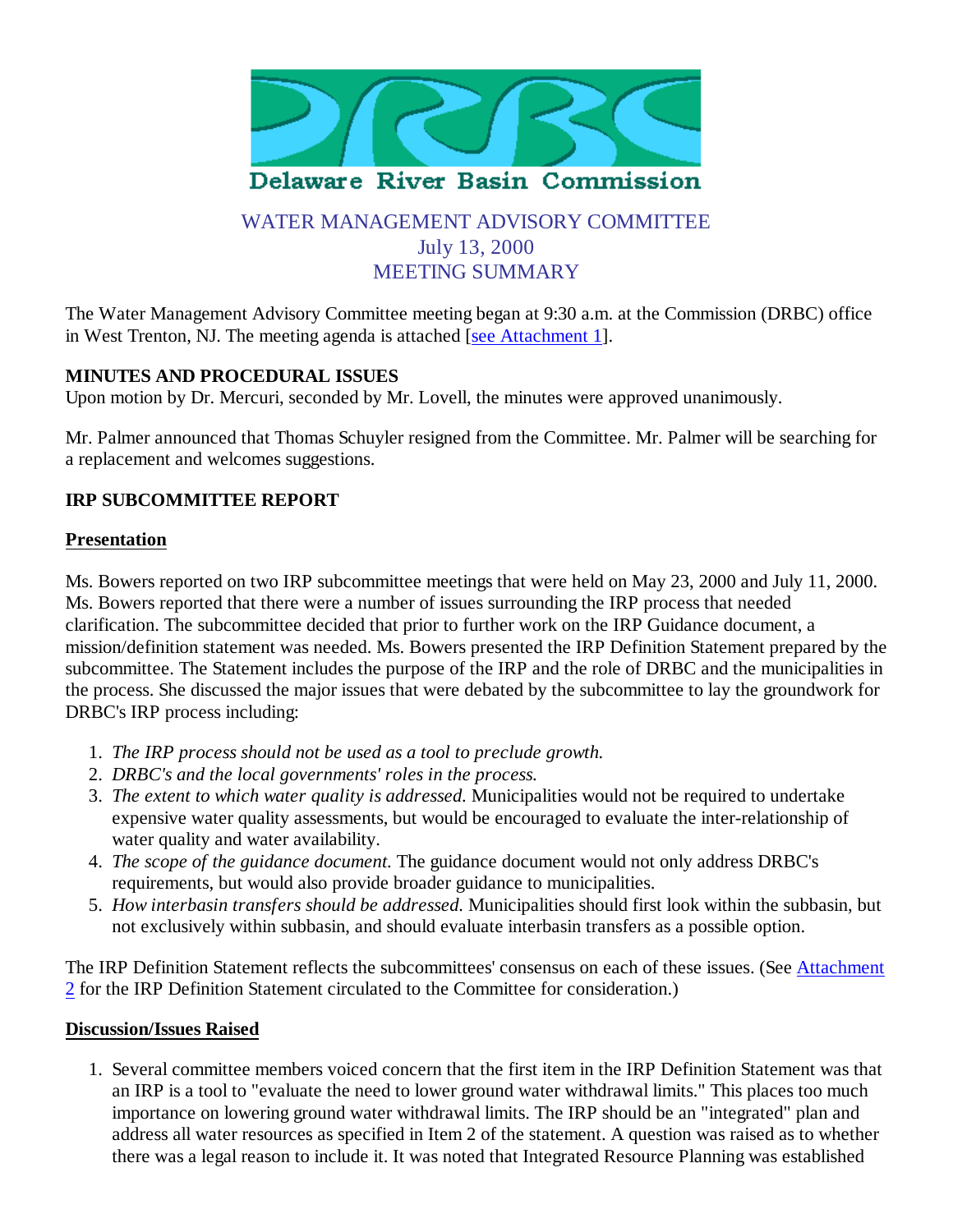Delaware River Basin Commission

# WATER MANAGEMENT ADVISORY COMMITTEE
## July 13, 2000
## MEETING SUMMARY

The Water Management Advisory Committee meeting began at 9:30 a.m. at the Commission (DRBC) office in West Trenton, NJ. The meeting agenda is attached [see Attachment 1].

**MINUTES AND PROCEDURAL ISSUES**

Upon motion by Dr. Mercuri, seconded by Mr. Lovell, the minutes were approved unanimously.

Mr. Palmer announced that Thomas Schuyler resigned from the Committee. Mr. Palmer will be searching for a replacement and welcomes suggestions.

**IRP SUBCOMMITTEE REPORT**

**Presentation**

Ms. Bowers reported on two IRP subcommittee meetings that were held on May 23, 2000 and July 11, 2000. Ms. Bowers reported that there were a number of issues surrounding the IRP process that needed clarification. The subcommittee decided that prior to further work on the IRP Guidance document, a mission/definition statement was needed. Ms. Bowers presented the IRP Definition Statement prepared by the subcommittee. The Statement includes the purpose of the IRP and the role of DRBC and the municipalities in the process. She discussed the major issues that were debated by the subcommittee to lay the groundwork for DRBC's IRP process including:

1. *The IRP process should not be used as a tool to preclude growth.*
2. *DRBC's and the local governments' roles in the process.*
3. *The extent to which water quality is addressed.* Municipalities would not be required to undertake expensive water quality assessments, but would be encouraged to evaluate the inter-relationship of water quality and water availability.
4. *The scope of the guidance document.* The guidance document would not only address DRBC's requirements, but would also provide broader guidance to municipalities.
5. *How interbasin transfers should be addressed.* Municipalities should first look within the subbasin, but not exclusively within subbasin, and should evaluate interbasin transfers as a possible option.

The IRP Definition Statement reflects the subcommittees' consensus on each of these issues. (See Attachment 2 for the IRP Definition Statement circulated to the Committee for consideration.)

**Discussion/Issues Raised**

1. Several committee members voiced concern that the first item in the IRP Definition Statement was that an IRP is a tool to "evaluate the need to lower ground water withdrawal limits." This places too much importance on lowering ground water withdrawal limits. The IRP should be an "integrated" plan and address all water resources as specified in Item 2 of the statement. A question was raised as to whether there was a legal reason to include it. It was noted that Integrated Resource Planning was established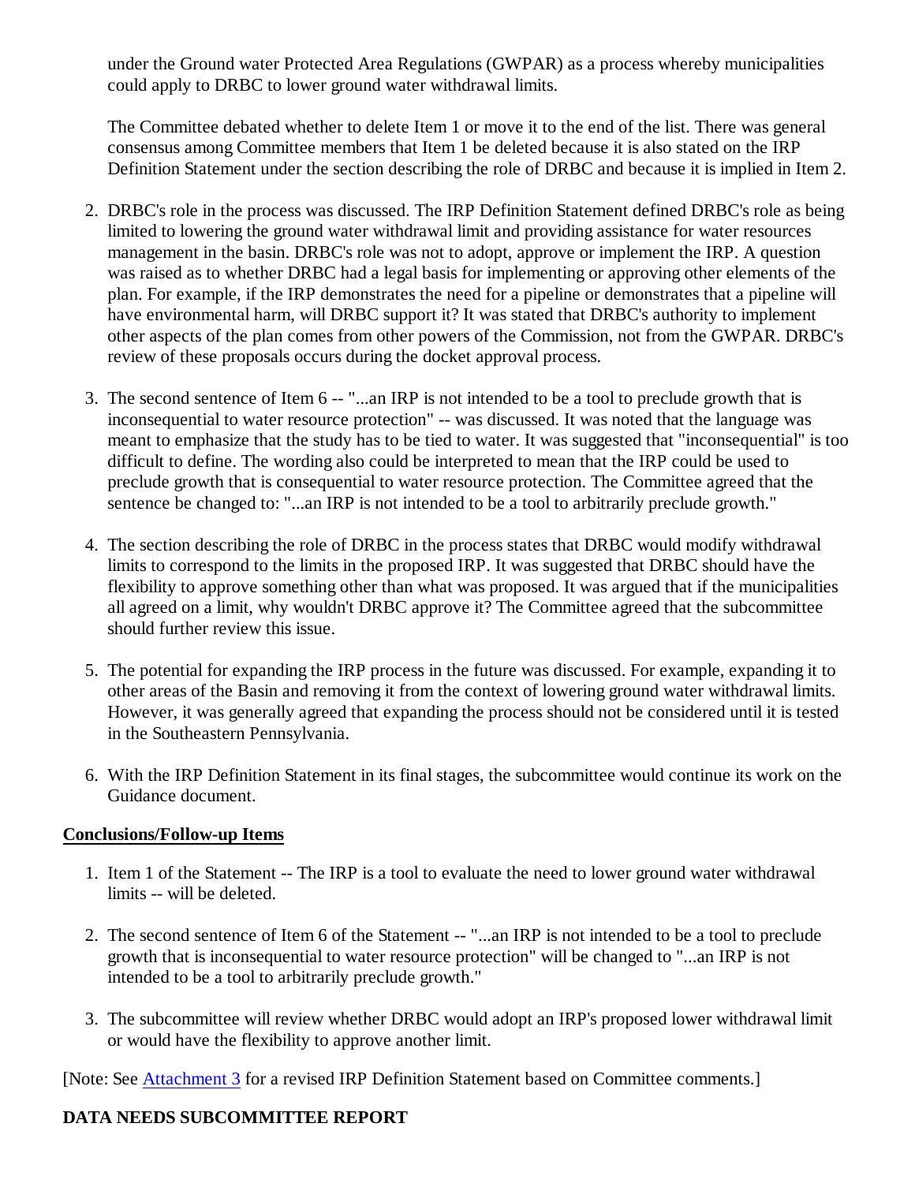under the Ground water Protected Area Regulations (GWPAR) as a process whereby municipalities could apply to DRBC to lower ground water withdrawal limits.

The Committee debated whether to delete Item 1 or move it to the end of the list. There was general consensus among Committee members that Item 1 be deleted because it is also stated on the IRP Definition Statement under the section describing the role of DRBC and because it is implied in Item 2.

2. DRBC's role in the process was discussed. The IRP Definition Statement defined DRBC's role as being limited to lowering the ground water withdrawal limit and providing assistance for water resources management in the basin. DRBC's role was not to adopt, approve or implement the IRP. A question was raised as to whether DRBC had a legal basis for implementing or approving other elements of the plan. For example, if the IRP demonstrates the need for a pipeline or demonstrates that a pipeline will have environmental harm, will DRBC support it? It was stated that DRBC's authority to implement other aspects of the plan comes from other powers of the Commission, not from the GWPAR. DRBC's review of these proposals occurs during the docket approval process.

3. The second sentence of Item 6 -- "...an IRP is not intended to be a tool to preclude growth that is inconsequential to water resource protection" -- was discussed. It was noted that the language was meant to emphasize that the study has to be tied to water. It was suggested that "inconsequential" is too difficult to define. The wording also could be interpreted to mean that the IRP could be used to preclude growth that is consequential to water resource protection. The Committee agreed that the sentence be changed to: "...an IRP is not intended to be a tool to arbitrarily preclude growth."

4. The section describing the role of DRBC in the process states that DRBC would modify withdrawal limits to correspond to the limits in the proposed IRP. It was suggested that DRBC should have the flexibility to approve something other than what was proposed. It was argued that if the municipalities all agreed on a limit, why wouldn't DRBC approve it? The Committee agreed that the subcommittee should further review this issue.

5. The potential for expanding the IRP process in the future was discussed. For example, expanding it to other areas of the Basin and removing it from the context of lowering ground water withdrawal limits. However, it was generally agreed that expanding the process should not be considered until it is tested in the Southeastern Pennsylvania.

6. With the IRP Definition Statement in its final stages, the subcommittee would continue its work on the Guidance document.

**Conclusions/Follow-up Items**

1. Item 1 of the Statement -- The IRP is a tool to evaluate the need to lower ground water withdrawal limits -- will be deleted.

2. The second sentence of Item 6 of the Statement -- "...an IRP is not intended to be a tool to preclude growth that is inconsequential to water resource protection" will be changed to "...an IRP is not intended to be a tool to arbitrarily preclude growth."

3. The subcommittee will review whether DRBC would adopt an IRP's proposed lower withdrawal limit or would have the flexibility to approve another limit.

[Note: See Attachment 3 for a revised IRP Definition Statement based on Committee comments.]

**DATA NEEDS SUBCOMMITTEE REPORT**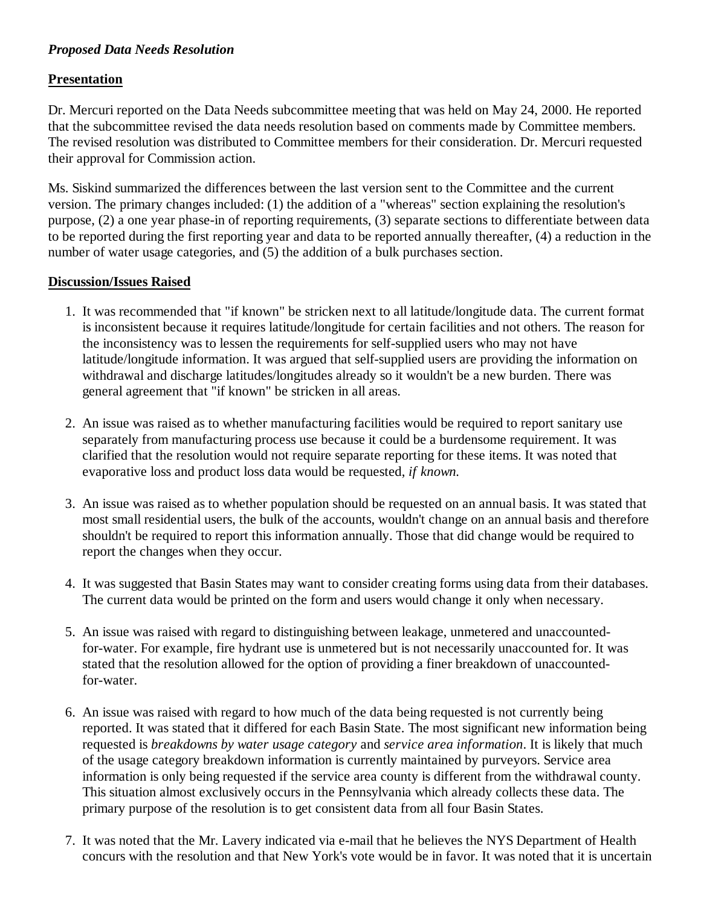***Proposed Data Needs Resolution***

**Presentation**

Dr. Mercuri reported on the Data Needs subcommittee meeting that was held on May 24, 2000. He reported that the subcommittee revised the data needs resolution based on comments made by Committee members. The revised resolution was distributed to Committee members for their consideration. Dr. Mercuri requested their approval for Commission action.

Ms. Siskind summarized the differences between the last version sent to the Committee and the current version. The primary changes included: (1) the addition of a "whereas" section explaining the resolution's purpose, (2) a one year phase-in of reporting requirements, (3) separate sections to differentiate between data to be reported during the first reporting year and data to be reported annually thereafter, (4) a reduction in the number of water usage categories, and (5) the addition of a bulk purchases section.

**Discussion/Issues Raised**

1. It was recommended that "if known" be stricken next to all latitude/longitude data. The current format is inconsistent because it requires latitude/longitude for certain facilities and not others. The reason for the inconsistency was to lessen the requirements for self-supplied users who may not have latitude/longitude information. It was argued that self-supplied users are providing the information on withdrawal and discharge latitudes/longitudes already so it wouldn't be a new burden. There was general agreement that "if known" be stricken in all areas.

2. An issue was raised as to whether manufacturing facilities would be required to report sanitary use separately from manufacturing process use because it could be a burdensome requirement. It was clarified that the resolution would not require separate reporting for these items. It was noted that evaporative loss and product loss data would be requested, *if known.*

3. An issue was raised as to whether population should be requested on an annual basis. It was stated that most small residential users, the bulk of the accounts, wouldn't change on an annual basis and therefore shouldn't be required to report this information annually. Those that did change would be required to report the changes when they occur.

4. It was suggested that Basin States may want to consider creating forms using data from their databases. The current data would be printed on the form and users would change it only when necessary.

5. An issue was raised with regard to distinguishing between leakage, unmetered and unaccounted-for-water. For example, fire hydrant use is unmetered but is not necessarily unaccounted for. It was stated that the resolution allowed for the option of providing a finer breakdown of unaccounted-for-water.

6. An issue was raised with regard to how much of the data being requested is not currently being reported. It was stated that it differed for each Basin State. The most significant new information being requested is *breakdowns by water usage category* and *service area information*. It is likely that much of the usage category breakdown information is currently maintained by purveyors. Service area information is only being requested if the service area county is different from the withdrawal county. This situation almost exclusively occurs in the Pennsylvania which already collects these data. The primary purpose of the resolution is to get consistent data from all four Basin States.

7. It was noted that the Mr. Lavery indicated via e-mail that he believes the NYS Department of Health concurs with the resolution and that New York's vote would be in favor. It was noted that it is uncertain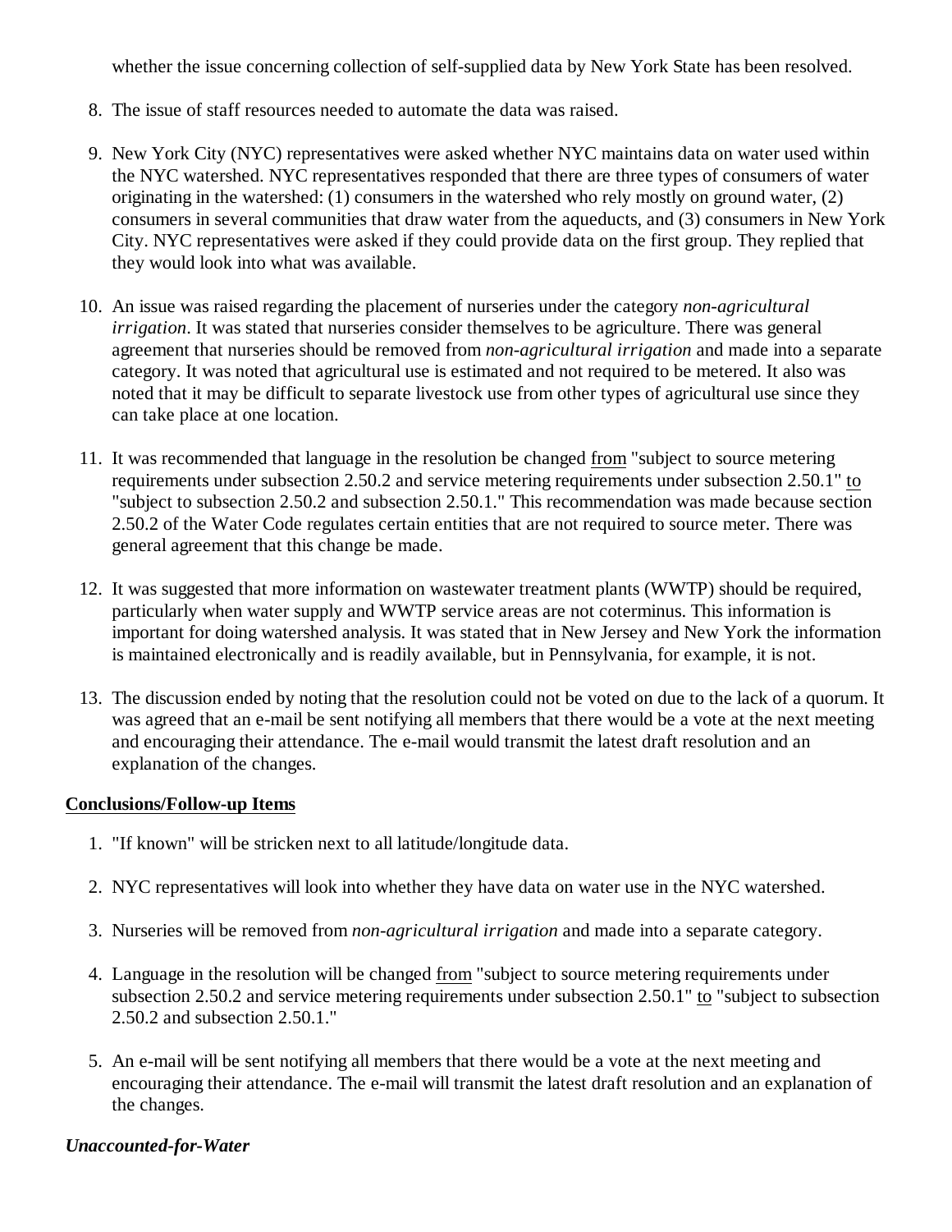whether the issue concerning collection of self-supplied data by New York State has been resolved.

8. The issue of staff resources needed to automate the data was raised.

9. New York City (NYC) representatives were asked whether NYC maintains data on water used within the NYC watershed. NYC representatives responded that there are three types of consumers of water originating in the watershed: (1) consumers in the watershed who rely mostly on ground water, (2) consumers in several communities that draw water from the aqueducts, and (3) consumers in New York City. NYC representatives were asked if they could provide data on the first group. They replied that they would look into what was available.

10. An issue was raised regarding the placement of nurseries under the category *non-agricultural irrigation*. It was stated that nurseries consider themselves to be agriculture. There was general agreement that nurseries should be removed from *non-agricultural irrigation* and made into a separate category. It was noted that agricultural use is estimated and not required to be metered. It also was noted that it may be difficult to separate livestock use from other types of agricultural use since they can take place at one location.

11. It was recommended that language in the resolution be changed <u>from</u> "subject to source metering requirements under subsection 2.50.2 and service metering requirements under subsection 2.50.1" <u>to</u> "subject to subsection 2.50.2 and subsection 2.50.1." This recommendation was made because section 2.50.2 of the Water Code regulates certain entities that are not required to source meter. There was general agreement that this change be made.

12. It was suggested that more information on wastewater treatment plants (WWTP) should be required, particularly when water supply and WWTP service areas are not coterminus. This information is important for doing watershed analysis. It was stated that in New Jersey and New York the information is maintained electronically and is readily available, but in Pennsylvania, for example, it is not.

13. The discussion ended by noting that the resolution could not be voted on due to the lack of a quorum. It was agreed that an e-mail be sent notifying all members that there would be a vote at the next meeting and encouraging their attendance. The e-mail would transmit the latest draft resolution and an explanation of the changes.

**<u>Conclusions/Follow-up Items</u>**

1. "If known" will be stricken next to all latitude/longitude data.

2. NYC representatives will look into whether they have data on water use in the NYC watershed.

3. Nurseries will be removed from *non-agricultural irrigation* and made into a separate category.

4. Language in the resolution will be changed <u>from</u> "subject to source metering requirements under subsection 2.50.2 and service metering requirements under subsection 2.50.1" <u>to</u> "subject to subsection 2.50.2 and subsection 2.50.1."

5. An e-mail will be sent notifying all members that there would be a vote at the next meeting and encouraging their attendance. The e-mail will transmit the latest draft resolution and an explanation of the changes.

***Unaccounted-for-Water***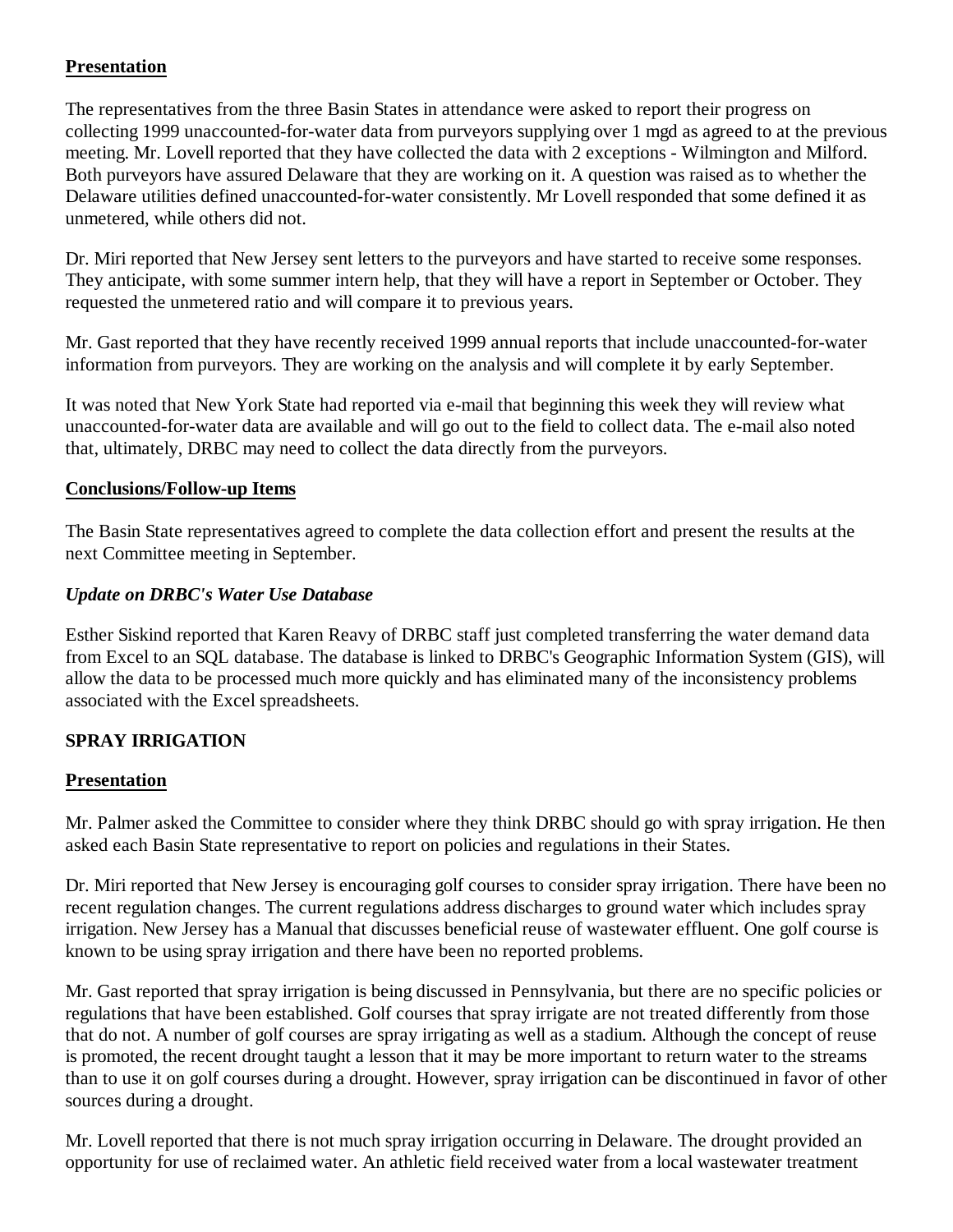**Presentation**

The representatives from the three Basin States in attendance were asked to report their progress on collecting 1999 unaccounted-for-water data from purveyors supplying over 1 mgd as agreed to at the previous meeting. Mr. Lovell reported that they have collected the data with 2 exceptions - Wilmington and Milford. Both purveyors have assured Delaware that they are working on it. A question was raised as to whether the Delaware utilities defined unaccounted-for-water consistently. Mr Lovell responded that some defined it as unmetered, while others did not.

Dr. Miri reported that New Jersey sent letters to the purveyors and have started to receive some responses. They anticipate, with some summer intern help, that they will have a report in September or October. They requested the unmetered ratio and will compare it to previous years.

Mr. Gast reported that they have recently received 1999 annual reports that include unaccounted-for-water information from purveyors. They are working on the analysis and will complete it by early September.

It was noted that New York State had reported via e-mail that beginning this week they will review what unaccounted-for-water data are available and will go out to the field to collect data. The e-mail also noted that, ultimately, DRBC may need to collect the data directly from the purveyors.

**Conclusions/Follow-up Items**

The Basin State representatives agreed to complete the data collection effort and present the results at the next Committee meeting in September.

***Update on DRBC's Water Use Database***

Esther Siskind reported that Karen Reavy of DRBC staff just completed transferring the water demand data from Excel to an SQL database. The database is linked to DRBC's Geographic Information System (GIS), will allow the data to be processed much more quickly and has eliminated many of the inconsistency problems associated with the Excel spreadsheets.

**SPRAY IRRIGATION**

**Presentation**

Mr. Palmer asked the Committee to consider where they think DRBC should go with spray irrigation. He then asked each Basin State representative to report on policies and regulations in their States.

Dr. Miri reported that New Jersey is encouraging golf courses to consider spray irrigation. There have been no recent regulation changes. The current regulations address discharges to ground water which includes spray irrigation. New Jersey has a Manual that discusses beneficial reuse of wastewater effluent. One golf course is known to be using spray irrigation and there have been no reported problems.

Mr. Gast reported that spray irrigation is being discussed in Pennsylvania, but there are no specific policies or regulations that have been established. Golf courses that spray irrigate are not treated differently from those that do not. A number of golf courses are spray irrigating as well as a stadium. Although the concept of reuse is promoted, the recent drought taught a lesson that it may be more important to return water to the streams than to use it on golf courses during a drought. However, spray irrigation can be discontinued in favor of other sources during a drought.

Mr. Lovell reported that there is not much spray irrigation occurring in Delaware. The drought provided an opportunity for use of reclaimed water. An athletic field received water from a local wastewater treatment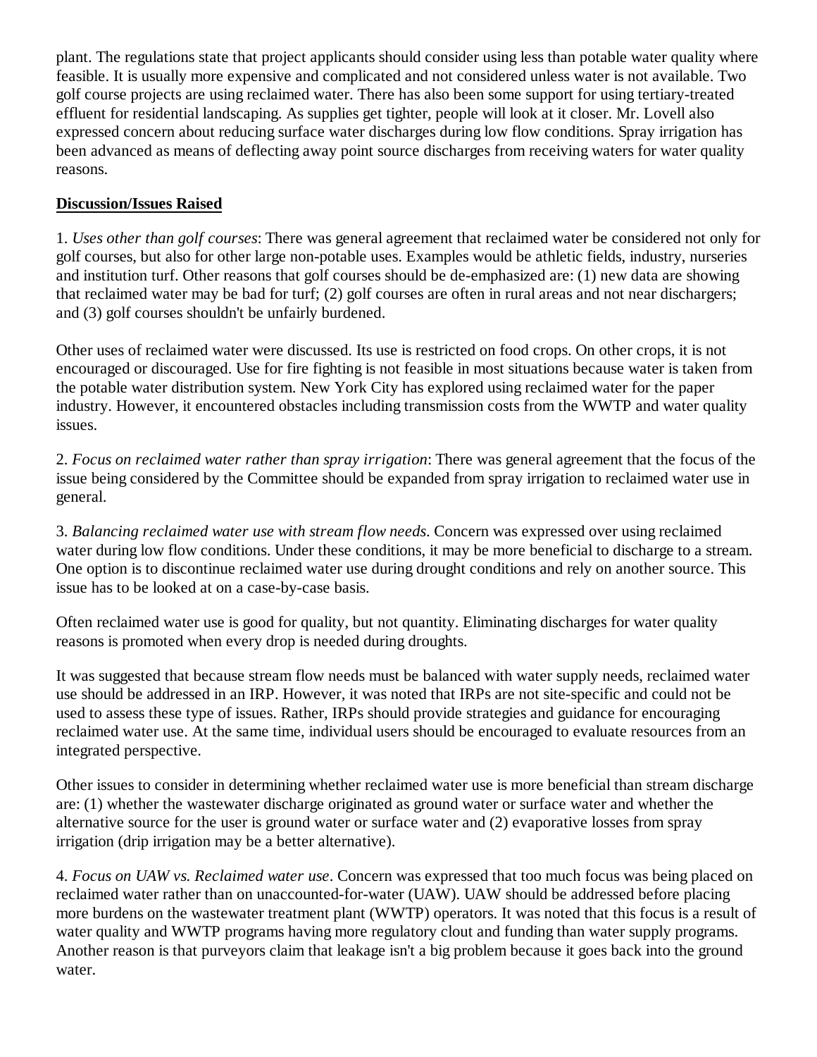plant. The regulations state that project applicants should consider using less than potable water quality where feasible. It is usually more expensive and complicated and not considered unless water is not available. Two golf course projects are using reclaimed water. There has also been some support for using tertiary-treated effluent for residential landscaping. As supplies get tighter, people will look at it closer. Mr. Lovell also expressed concern about reducing surface water discharges during low flow conditions. Spray irrigation has been advanced as means of deflecting away point source discharges from receiving waters for water quality reasons.

**Discussion/Issues Raised**

1. *Uses other than golf courses*: There was general agreement that reclaimed water be considered not only for golf courses, but also for other large non-potable uses. Examples would be athletic fields, industry, nurseries and institution turf. Other reasons that golf courses should be de-emphasized are: (1) new data are showing that reclaimed water may be bad for turf; (2) golf courses are often in rural areas and not near dischargers; and (3) golf courses shouldn't be unfairly burdened.

Other uses of reclaimed water were discussed. Its use is restricted on food crops. On other crops, it is not encouraged or discouraged. Use for fire fighting is not feasible in most situations because water is taken from the potable water distribution system. New York City has explored using reclaimed water for the paper industry. However, it encountered obstacles including transmission costs from the WWTP and water quality issues.

2. *Focus on reclaimed water rather than spray irrigation*: There was general agreement that the focus of the issue being considered by the Committee should be expanded from spray irrigation to reclaimed water use in general.

3. *Balancing reclaimed water use with stream flow needs*. Concern was expressed over using reclaimed water during low flow conditions. Under these conditions, it may be more beneficial to discharge to a stream. One option is to discontinue reclaimed water use during drought conditions and rely on another source. This issue has to be looked at on a case-by-case basis.

Often reclaimed water use is good for quality, but not quantity. Eliminating discharges for water quality reasons is promoted when every drop is needed during droughts.

It was suggested that because stream flow needs must be balanced with water supply needs, reclaimed water use should be addressed in an IRP. However, it was noted that IRPs are not site-specific and could not be used to assess these type of issues. Rather, IRPs should provide strategies and guidance for encouraging reclaimed water use. At the same time, individual users should be encouraged to evaluate resources from an integrated perspective.

Other issues to consider in determining whether reclaimed water use is more beneficial than stream discharge are: (1) whether the wastewater discharge originated as ground water or surface water and whether the alternative source for the user is ground water or surface water and (2) evaporative losses from spray irrigation (drip irrigation may be a better alternative).

4. *Focus on UAW vs. Reclaimed water use*. Concern was expressed that too much focus was being placed on reclaimed water rather than on unaccounted-for-water (UAW). UAW should be addressed before placing more burdens on the wastewater treatment plant (WWTP) operators. It was noted that this focus is a result of water quality and WWTP programs having more regulatory clout and funding than water supply programs. Another reason is that purveyors claim that leakage isn't a big problem because it goes back into the ground water.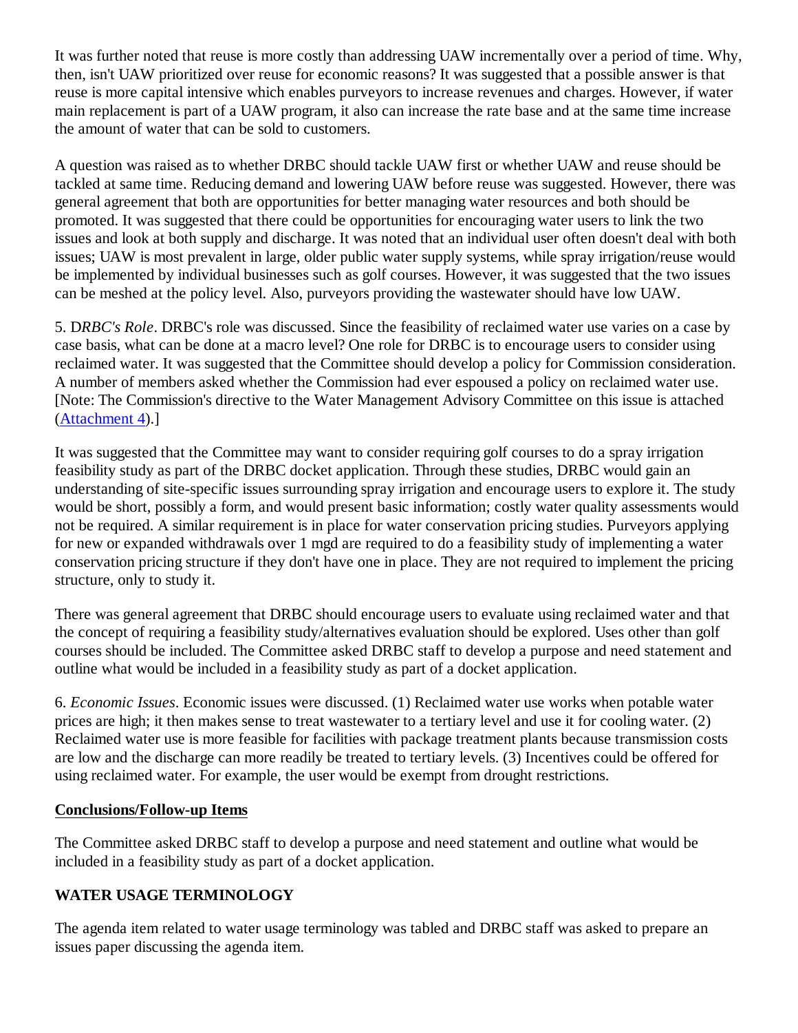It was further noted that reuse is more costly than addressing UAW incrementally over a period of time. Why, then, isn't UAW prioritized over reuse for economic reasons? It was suggested that a possible answer is that reuse is more capital intensive which enables purveyors to increase revenues and charges. However, if water main replacement is part of a UAW program, it also can increase the rate base and at the same time increase the amount of water that can be sold to customers.

A question was raised as to whether DRBC should tackle UAW first or whether UAW and reuse should be tackled at same time. Reducing demand and lowering UAW before reuse was suggested. However, there was general agreement that both are opportunities for better managing water resources and both should be promoted. It was suggested that there could be opportunities for encouraging water users to link the two issues and look at both supply and discharge. It was noted that an individual user often doesn't deal with both issues; UAW is most prevalent in large, older public water supply systems, while spray irrigation/reuse would be implemented by individual businesses such as golf courses. However, it was suggested that the two issues can be meshed at the policy level. Also, purveyors providing the wastewater should have low UAW.

5. D*RBC's Role*. DRBC's role was discussed. Since the feasibility of reclaimed water use varies on a case by case basis, what can be done at a macro level? One role for DRBC is to encourage users to consider using reclaimed water. It was suggested that the Committee should develop a policy for Commission consideration. A number of members asked whether the Commission had ever espoused a policy on reclaimed water use. [Note: The Commission's directive to the Water Management Advisory Committee on this issue is attached (Attachment 4).]

It was suggested that the Committee may want to consider requiring golf courses to do a spray irrigation feasibility study as part of the DRBC docket application. Through these studies, DRBC would gain an understanding of site-specific issues surrounding spray irrigation and encourage users to explore it. The study would be short, possibly a form, and would present basic information; costly water quality assessments would not be required. A similar requirement is in place for water conservation pricing studies. Purveyors applying for new or expanded withdrawals over 1 mgd are required to do a feasibility study of implementing a water conservation pricing structure if they don't have one in place. They are not required to implement the pricing structure, only to study it.

There was general agreement that DRBC should encourage users to evaluate using reclaimed water and that the concept of requiring a feasibility study/alternatives evaluation should be explored. Uses other than golf courses should be included. The Committee asked DRBC staff to develop a purpose and need statement and outline what would be included in a feasibility study as part of a docket application.

6. *Economic Issues*. Economic issues were discussed. (1) Reclaimed water use works when potable water prices are high; it then makes sense to treat wastewater to a tertiary level and use it for cooling water. (2) Reclaimed water use is more feasible for facilities with package treatment plants because transmission costs are low and the discharge can more readily be treated to tertiary levels. (3) Incentives could be offered for using reclaimed water. For example, the user would be exempt from drought restrictions.

**Conclusions/Follow-up Items**

The Committee asked DRBC staff to develop a purpose and need statement and outline what would be included in a feasibility study as part of a docket application.

## WATER USAGE TERMINOLOGY

The agenda item related to water usage terminology was tabled and DRBC staff was asked to prepare an issues paper discussing the agenda item.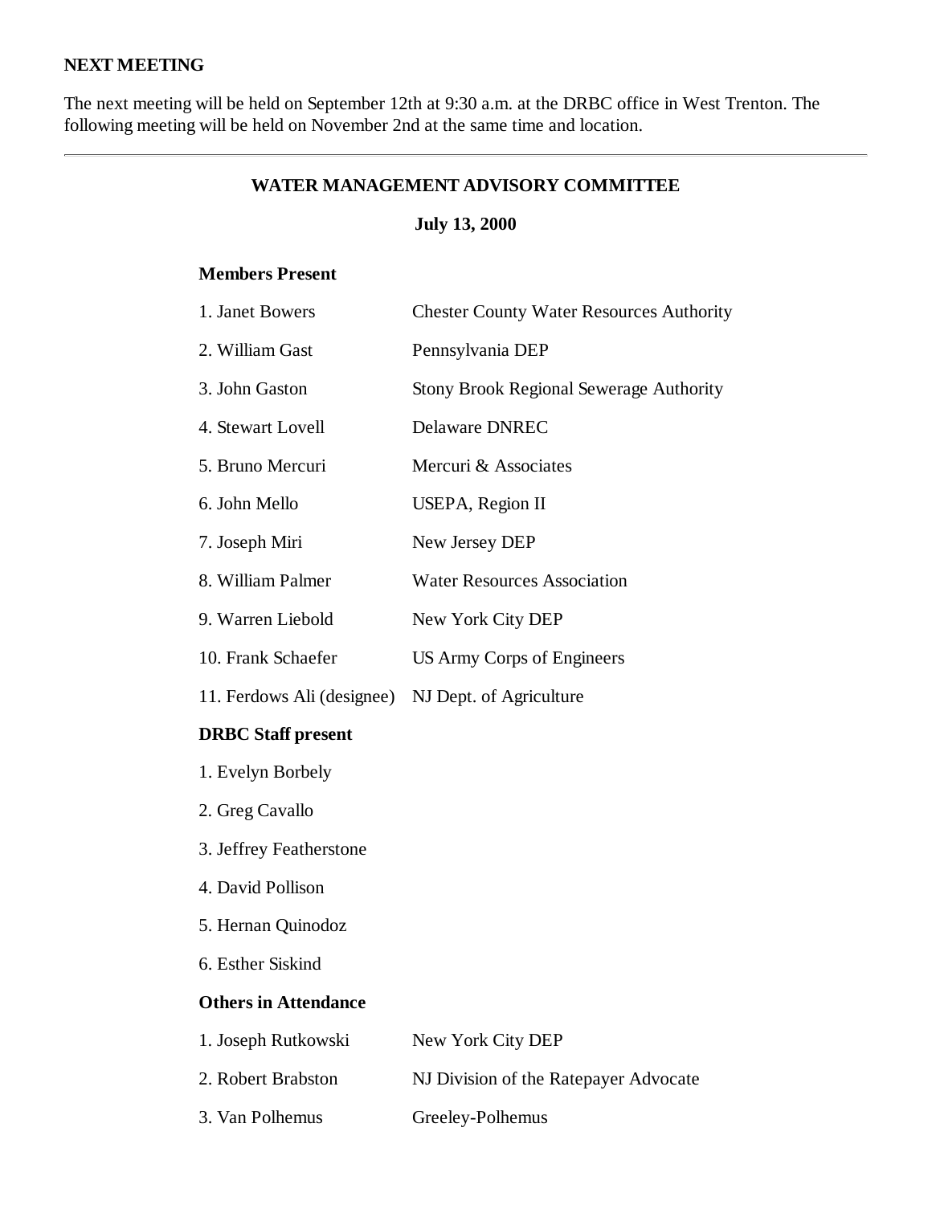**NEXT MEETING**

The next meeting will be held on September 12th at 9:30 a.m. at the DRBC office in West Trenton. The following meeting will be held on November 2nd at the same time and location.

---

## WATER MANAGEMENT ADVISORY COMMITTEE

**July 13, 2000**

**Members Present**

| | |
|---|---|
| 1. Janet Bowers | Chester County Water Resources Authority |
| 2. William Gast | Pennsylvania DEP |
| 3. John Gaston | Stony Brook Regional Sewerage Authority |
| 4. Stewart Lovell | Delaware DNREC |
| 5. Bruno Mercuri | Mercuri & Associates |
| 6. John Mello | USEPA, Region II |
| 7. Joseph Miri | New Jersey DEP |
| 8. William Palmer | Water Resources Association |
| 9. Warren Liebold | New York City DEP |
| 10. Frank Schaefer | US Army Corps of Engineers |
| 11. Ferdows Ali (designee) | NJ Dept. of Agriculture |

**DRBC Staff present**

1. Evelyn Borbely
2. Greg Cavallo
3. Jeffrey Featherstone
4. David Pollison
5. Hernan Quinodoz
6. Esther Siskind

**Others in Attendance**

| | |
|---|---|
| 1. Joseph Rutkowski | New York City DEP |
| 2. Robert Brabston | NJ Division of the Ratepayer Advocate |
| 3. Van Polhemus | Greeley-Polhemus |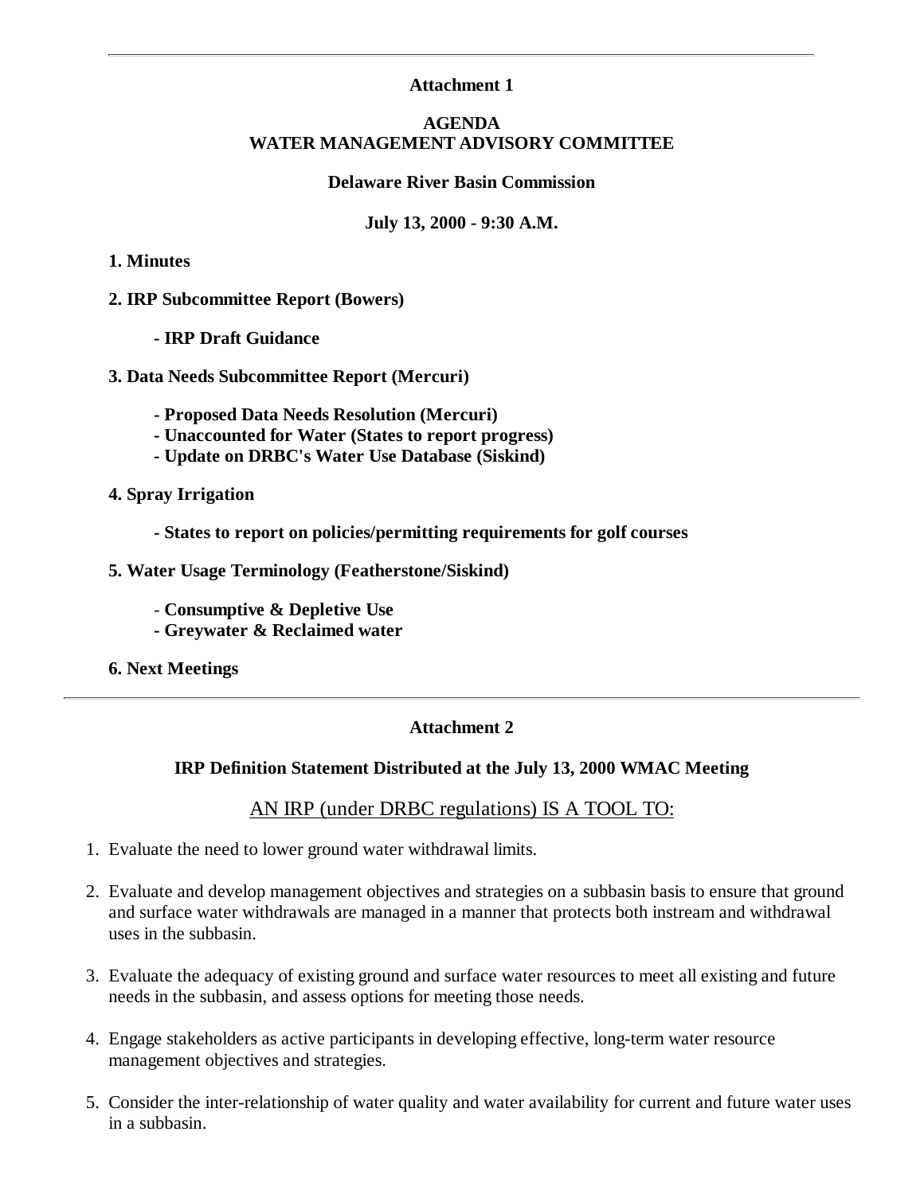---

**Attachment 1**

**AGENDA**
**WATER MANAGEMENT ADVISORY COMMITTEE**

**Delaware River Basin Commission**

**July 13, 2000 - 9:30 A.M.**

**1. Minutes**

**2. IRP Subcommittee Report (Bowers)**

- **IRP Draft Guidance**

**3. Data Needs Subcommittee Report (Mercuri)**

- **Proposed Data Needs Resolution (Mercuri)**
- **Unaccounted for Water (States to report progress)**
- **Update on DRBC's Water Use Database (Siskind)**

**4. Spray Irrigation**

- **States to report on policies/permitting requirements for golf courses**

**5. Water Usage Terminology (Featherstone/Siskind)**

- **Consumptive & Depletive Use**
- **Greywater & Reclaimed water**

**6. Next Meetings**

---

**Attachment 2**

**IRP Definition Statement Distributed at the July 13, 2000 WMAC Meeting**

AN IRP (under DRBC regulations) IS A TOOL TO:

1. Evaluate the need to lower ground water withdrawal limits.
2. Evaluate and develop management objectives and strategies on a subbasin basis to ensure that ground and surface water withdrawals are managed in a manner that protects both instream and withdrawal uses in the subbasin.
3. Evaluate the adequacy of existing ground and surface water resources to meet all existing and future needs in the subbasin, and assess options for meeting those needs.
4. Engage stakeholders as active participants in developing effective, long-term water resource management objectives and strategies.
5. Consider the inter-relationship of water quality and water availability for current and future water uses in a subbasin.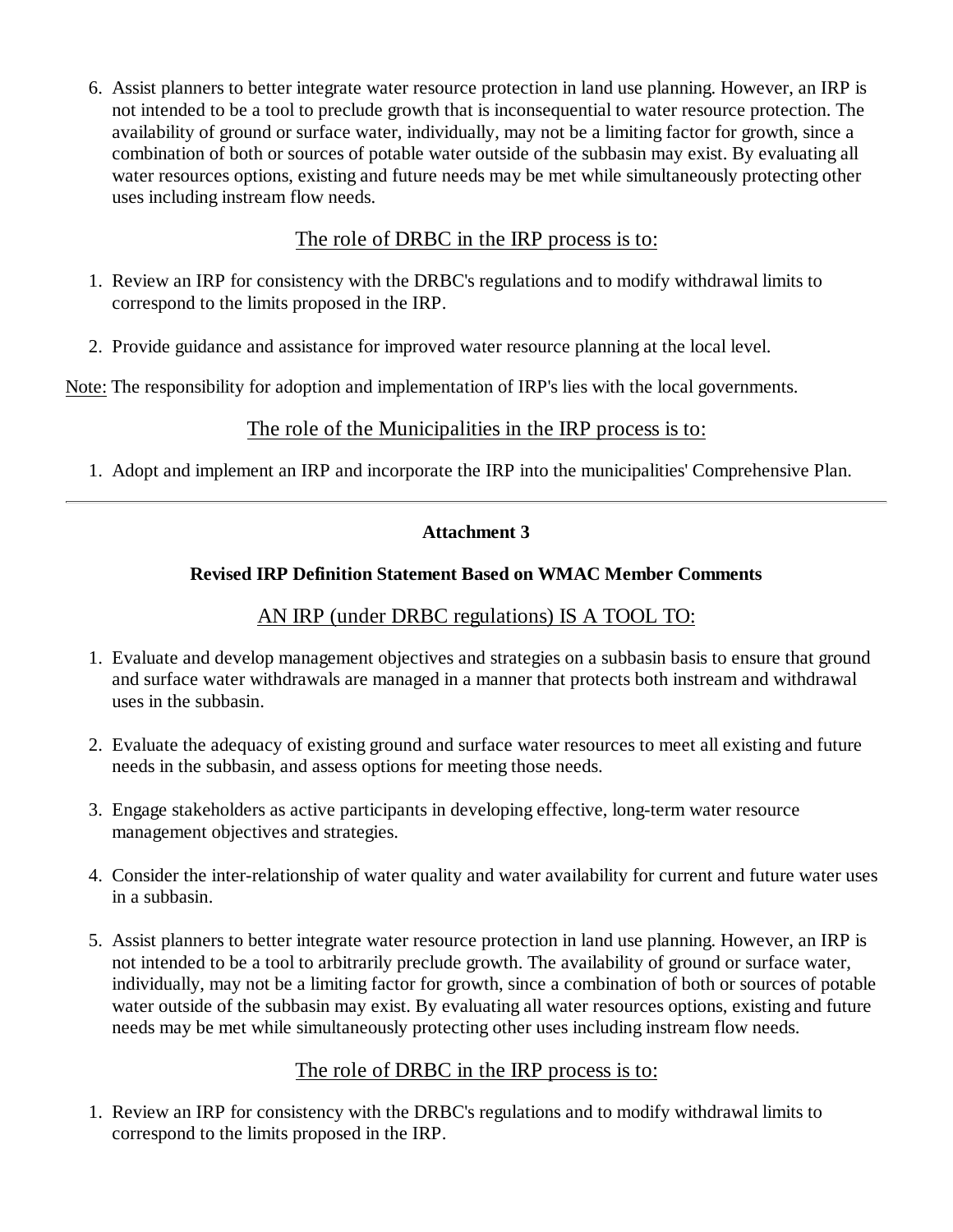6. Assist planners to better integrate water resource protection in land use planning. However, an IRP is not intended to be a tool to preclude growth that is inconsequential to water resource protection. The availability of ground or surface water, individually, may not be a limiting factor for growth, since a combination of both or sources of potable water outside of the subbasin may exist. By evaluating all water resources options, existing and future needs may be met while simultaneously protecting other uses including instream flow needs.

## The role of DRBC in the IRP process is to:

1. Review an IRP for consistency with the DRBC's regulations and to modify withdrawal limits to correspond to the limits proposed in the IRP.

2. Provide guidance and assistance for improved water resource planning at the local level.

Note: The responsibility for adoption and implementation of IRP's lies with the local governments.

## The role of the Municipalities in the IRP process is to:

1. Adopt and implement an IRP and incorporate the IRP into the municipalities' Comprehensive Plan.

---

**Attachment 3**

**Revised IRP Definition Statement Based on WMAC Member Comments**

## AN IRP (under DRBC regulations) IS A TOOL TO:

1. Evaluate and develop management objectives and strategies on a subbasin basis to ensure that ground and surface water withdrawals are managed in a manner that protects both instream and withdrawal uses in the subbasin.

2. Evaluate the adequacy of existing ground and surface water resources to meet all existing and future needs in the subbasin, and assess options for meeting those needs.

3. Engage stakeholders as active participants in developing effective, long-term water resource management objectives and strategies.

4. Consider the inter-relationship of water quality and water availability for current and future water uses in a subbasin.

5. Assist planners to better integrate water resource protection in land use planning. However, an IRP is not intended to be a tool to arbitrarily preclude growth. The availability of ground or surface water, individually, may not be a limiting factor for growth, since a combination of both or sources of potable water outside of the subbasin may exist. By evaluating all water resources options, existing and future needs may be met while simultaneously protecting other uses including instream flow needs.

## The role of DRBC in the IRP process is to:

1. Review an IRP for consistency with the DRBC's regulations and to modify withdrawal limits to correspond to the limits proposed in the IRP.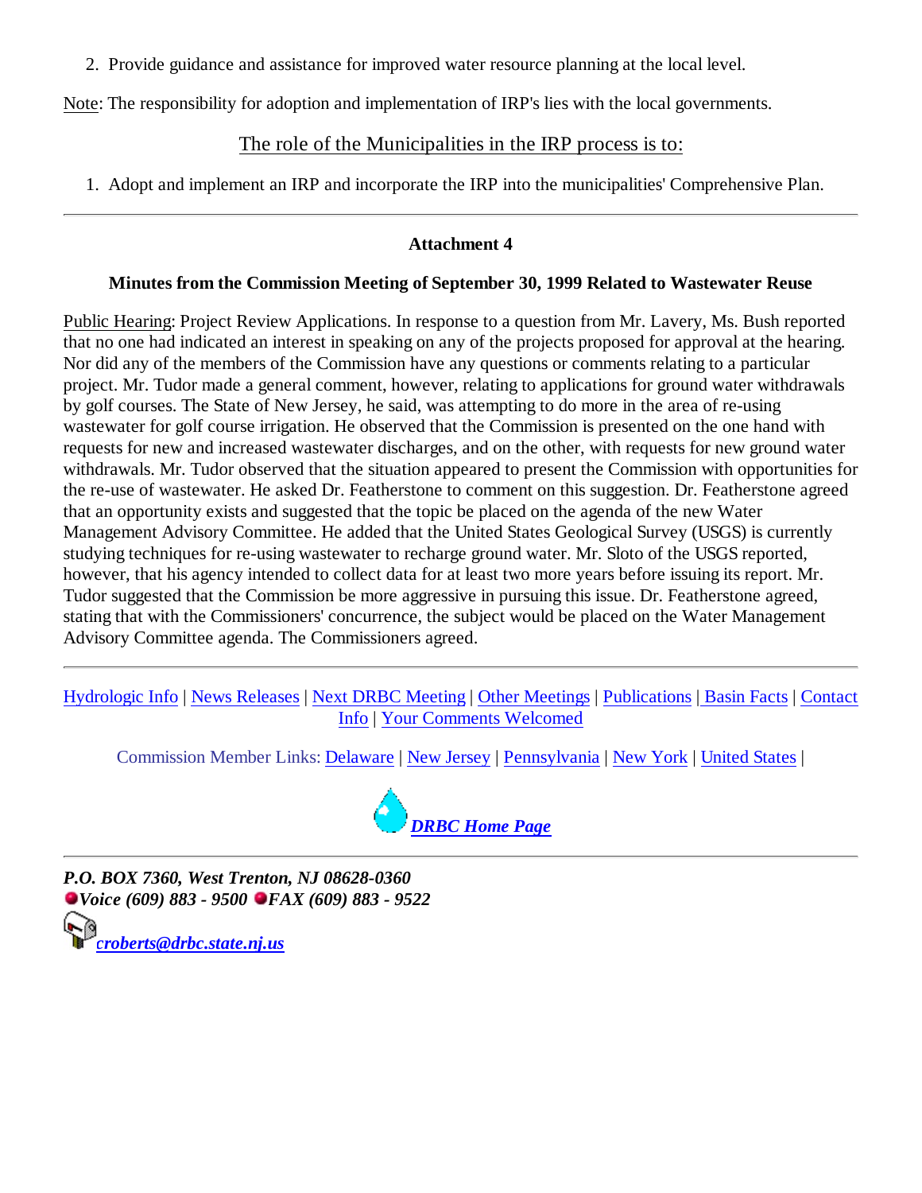2. Provide guidance and assistance for improved water resource planning at the local level.

Note: The responsibility for adoption and implementation of IRP's lies with the local governments.

The role of the Municipalities in the IRP process is to:

1. Adopt and implement an IRP and incorporate the IRP into the municipalities' Comprehensive Plan.

---

**Attachment 4**

**Minutes from the Commission Meeting of September 30, 1999 Related to Wastewater Reuse**

Public Hearing: Project Review Applications. In response to a question from Mr. Lavery, Ms. Bush reported that no one had indicated an interest in speaking on any of the projects proposed for approval at the hearing. Nor did any of the members of the Commission have any questions or comments relating to a particular project. Mr. Tudor made a general comment, however, relating to applications for ground water withdrawals by golf courses. The State of New Jersey, he said, was attempting to do more in the area of re-using wastewater for golf course irrigation. He observed that the Commission is presented on the one hand with requests for new and increased wastewater discharges, and on the other, with requests for new ground water withdrawals. Mr. Tudor observed that the situation appeared to present the Commission with opportunities for the re-use of wastewater. He asked Dr. Featherstone to comment on this suggestion. Dr. Featherstone agreed that an opportunity exists and suggested that the topic be placed on the agenda of the new Water Management Advisory Committee. He added that the United States Geological Survey (USGS) is currently studying techniques for re-using wastewater to recharge ground water. Mr. Sloto of the USGS reported, however, that his agency intended to collect data for at least two more years before issuing its report. Mr. Tudor suggested that the Commission be more aggressive in pursuing this issue. Dr. Featherstone agreed, stating that with the Commissioners' concurrence, the subject would be placed on the Water Management Advisory Committee agenda. The Commissioners agreed.

---

Hydrologic Info | News Releases | Next DRBC Meeting | Other Meetings | Publications | Basin Facts | Contact Info | Your Comments Welcomed

Commission Member Links: Delaware | New Jersey | Pennsylvania | New York | United States |

***DRBC Home Page***

---

***P.O. BOX 7360, West Trenton, NJ 08628-0360***
***Voice (609) 883 - 9500 FAX (609) 883 - 9522***
***croberts@drbc.state.nj.us***